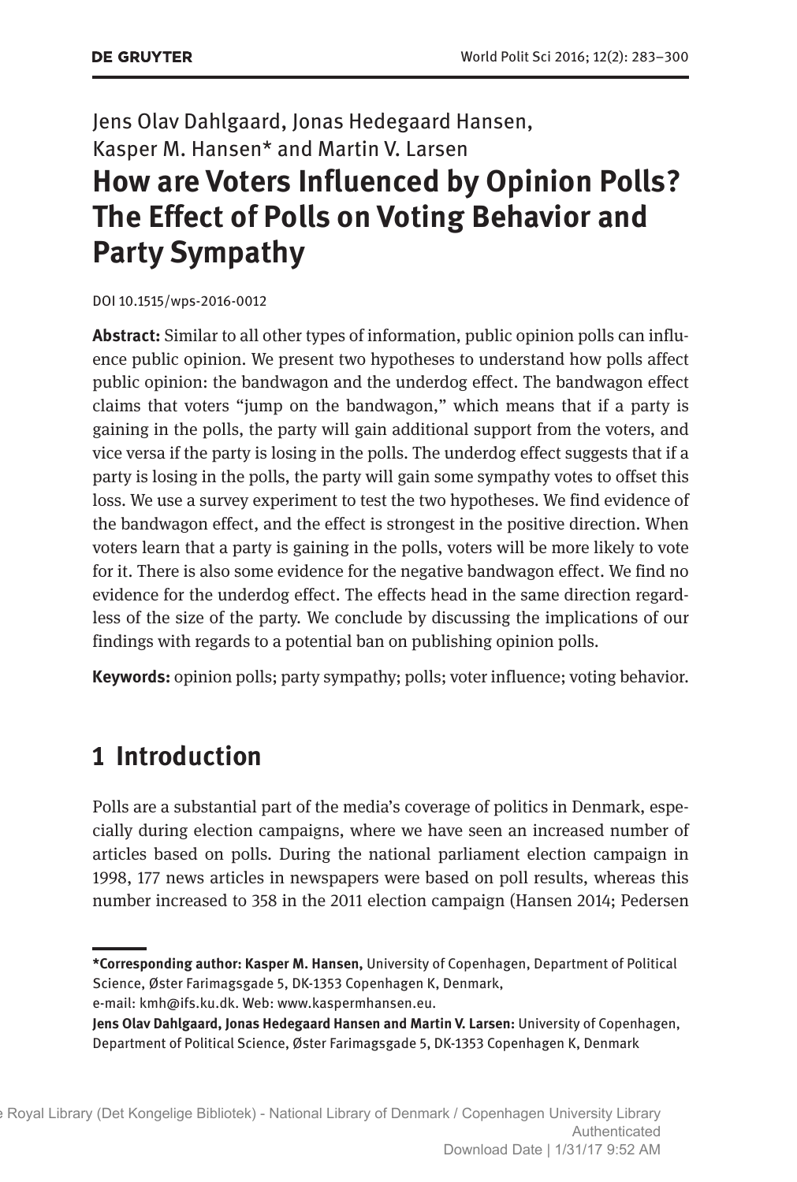Jens Olav Dahlgaard, Jonas Hedegaard Hansen, Kasper M. Hansen* and Martin V. Larsen

# How are Voters Influenced by Opinion Polls? The Effect of Polls on Voting Behavior and Party Sympathy

DOI 10.1515/wps-2016-0012

**Abstract:** Similar to all other types of information, public opinion polls can influence public opinion. We present two hypotheses to understand how polls affect public opinion: the bandwagon and the underdog effect. The bandwagon effect claims that voters "jump on the bandwagon," which means that if a party is gaining in the polls, the party will gain additional support from the voters, and vice versa if the party is losing in the polls. The underdog effect suggests that if a party is losing in the polls, the party will gain some sympathy votes to offset this loss. We use a survey experiment to test the two hypotheses. We find evidence of the bandwagon effect, and the effect is strongest in the positive direction. When voters learn that a party is gaining in the polls, voters will be more likely to vote for it. There is also some evidence for the negative bandwagon effect. We find no evidence for the underdog effect. The effects head in the same direction regardless of the size of the party. We conclude by discussing the implications of our findings with regards to a potential ban on publishing opinion polls.

**Keywords:** opinion polls; party sympathy; polls; voter influence; voting behavior.

## 1 Introduction

Polls are a substantial part of the media's coverage of politics in Denmark, especially during election campaigns, where we have seen an increased number of articles based on polls. During the national parliament election campaign in 1998, 177 news articles in newspapers were based on poll results, whereas this number increased to 358 in the 2011 election campaign (Hansen 2014; Pedersen

---

***Corresponding author: Kasper M. Hansen,** University of Copenhagen, Department of Political Science, Øster Farimagsgade 5, DK-1353 Copenhagen K, Denmark, e-mail: kmh@ifs.ku.dk. Web: www.kaspermhansen.eu.

**Jens Olav Dahlgaard, Jonas Hedegaard Hansen and Martin V. Larsen:** University of Copenhagen, Department of Political Science, Øster Farimagsgade 5, DK-1353 Copenhagen K, Denmark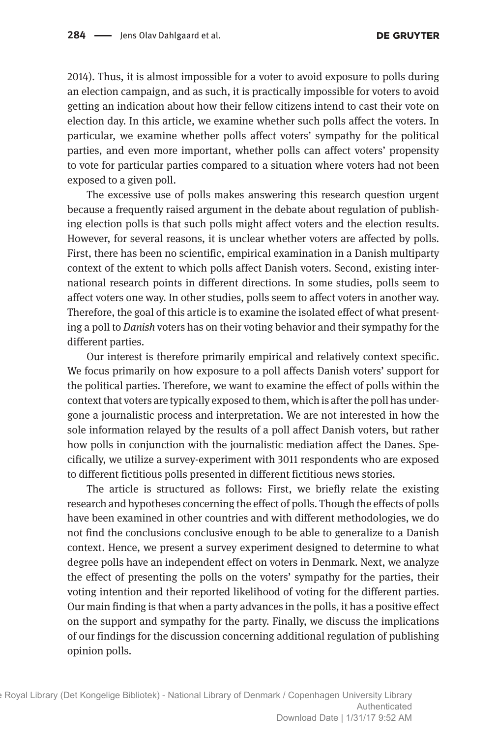2014). Thus, it is almost impossible for a voter to avoid exposure to polls during an election campaign, and as such, it is practically impossible for voters to avoid getting an indication about how their fellow citizens intend to cast their vote on election day. In this article, we examine whether such polls affect the voters. In particular, we examine whether polls affect voters' sympathy for the political parties, and even more important, whether polls can affect voters' propensity to vote for particular parties compared to a situation where voters had not been exposed to a given poll.

The excessive use of polls makes answering this research question urgent because a frequently raised argument in the debate about regulation of publishing election polls is that such polls might affect voters and the election results. However, for several reasons, it is unclear whether voters are affected by polls. First, there has been no scientific, empirical examination in a Danish multiparty context of the extent to which polls affect Danish voters. Second, existing international research points in different directions. In some studies, polls seem to affect voters one way. In other studies, polls seem to affect voters in another way. Therefore, the goal of this article is to examine the isolated effect of what presenting a poll to *Danish* voters has on their voting behavior and their sympathy for the different parties.

Our interest is therefore primarily empirical and relatively context specific. We focus primarily on how exposure to a poll affects Danish voters' support for the political parties. Therefore, we want to examine the effect of polls within the context that voters are typically exposed to them, which is after the poll has undergone a journalistic process and interpretation. We are not interested in how the sole information relayed by the results of a poll affect Danish voters, but rather how polls in conjunction with the journalistic mediation affect the Danes. Specifically, we utilize a survey-experiment with 3011 respondents who are exposed to different fictitious polls presented in different fictitious news stories.

The article is structured as follows: First, we briefly relate the existing research and hypotheses concerning the effect of polls. Though the effects of polls have been examined in other countries and with different methodologies, we do not find the conclusions conclusive enough to be able to generalize to a Danish context. Hence, we present a survey experiment designed to determine to what degree polls have an independent effect on voters in Denmark. Next, we analyze the effect of presenting the polls on the voters' sympathy for the parties, their voting intention and their reported likelihood of voting for the different parties. Our main finding is that when a party advances in the polls, it has a positive effect on the support and sympathy for the party. Finally, we discuss the implications of our findings for the discussion concerning additional regulation of publishing opinion polls.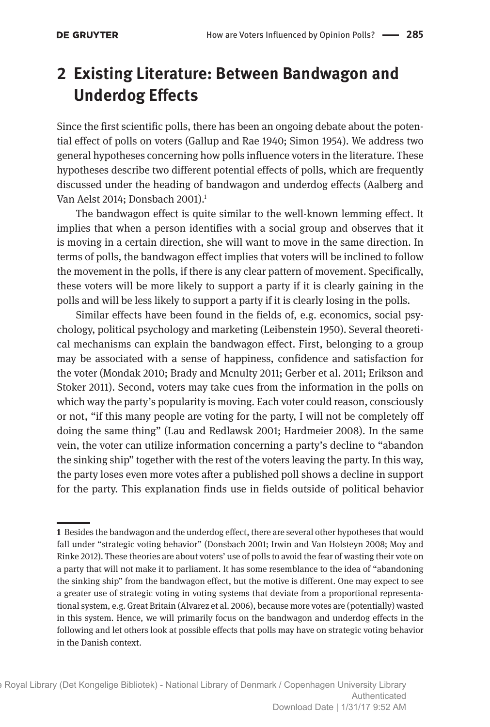## 2 Existing Literature: Between Bandwagon and Underdog Effects

Since the first scientific polls, there has been an ongoing debate about the potential effect of polls on voters (Gallup and Rae 1940; Simon 1954). We address two general hypotheses concerning how polls influence voters in the literature. These hypotheses describe two different potential effects of polls, which are frequently discussed under the heading of bandwagon and underdog effects (Aalberg and Van Aelst 2014; Donsbach 2001).[1]

The bandwagon effect is quite similar to the well-known lemming effect. It implies that when a person identifies with a social group and observes that it is moving in a certain direction, she will want to move in the same direction. In terms of polls, the bandwagon effect implies that voters will be inclined to follow the movement in the polls, if there is any clear pattern of movement. Specifically, these voters will be more likely to support a party if it is clearly gaining in the polls and will be less likely to support a party if it is clearly losing in the polls.

Similar effects have been found in the fields of, e.g. economics, social psychology, political psychology and marketing (Leibenstein 1950). Several theoretical mechanisms can explain the bandwagon effect. First, belonging to a group may be associated with a sense of happiness, confidence and satisfaction for the voter (Mondak 2010; Brady and Mcnulty 2011; Gerber et al. 2011; Erikson and Stoker 2011). Second, voters may take cues from the information in the polls on which way the party's popularity is moving. Each voter could reason, consciously or not, "if this many people are voting for the party, I will not be completely off doing the same thing" (Lau and Redlawsk 2001; Hardmeier 2008). In the same vein, the voter can utilize information concerning a party's decline to "abandon the sinking ship" together with the rest of the voters leaving the party. In this way, the party loses even more votes after a published poll shows a decline in support for the party. This explanation finds use in fields outside of political behavior

---

1 Besides the bandwagon and the underdog effect, there are several other hypotheses that would fall under "strategic voting behavior" (Donsbach 2001; Irwin and Van Holsteyn 2008; Moy and Rinke 2012). These theories are about voters' use of polls to avoid the fear of wasting their vote on a party that will not make it to parliament. It has some resemblance to the idea of "abandoning the sinking ship" from the bandwagon effect, but the motive is different. One may expect to see a greater use of strategic voting in voting systems that deviate from a proportional representational system, e.g. Great Britain (Alvarez et al. 2006), because more votes are (potentially) wasted in this system. Hence, we will primarily focus on the bandwagon and underdog effects in the following and let others look at possible effects that polls may have on strategic voting behavior in the Danish context.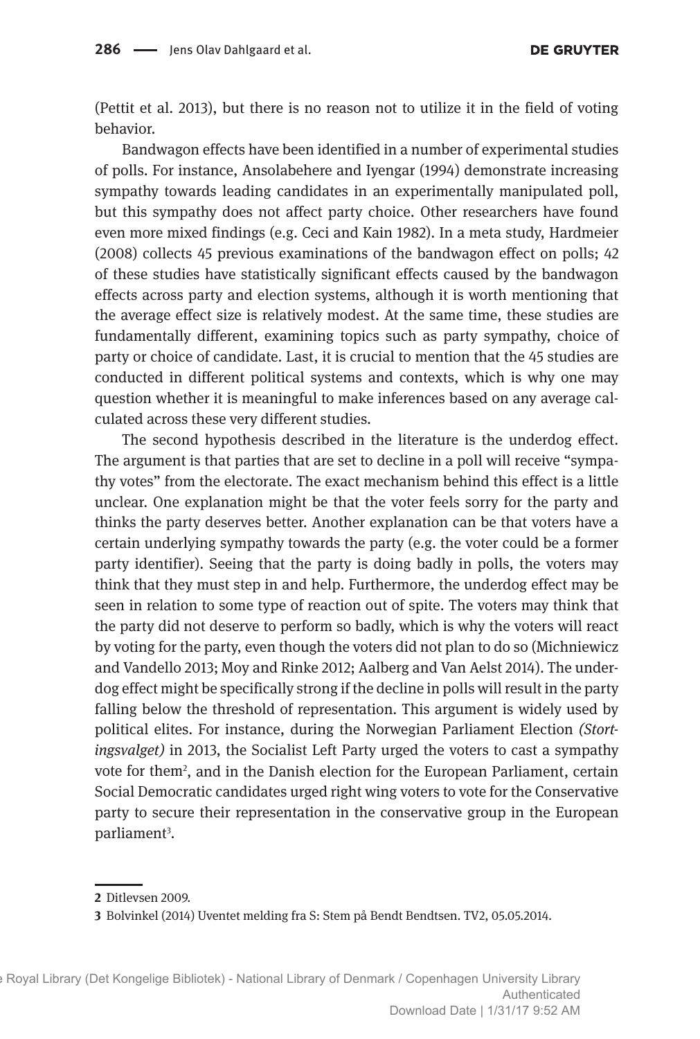(Pettit et al. 2013), but there is no reason not to utilize it in the field of voting behavior.

Bandwagon effects have been identified in a number of experimental studies of polls. For instance, Ansolabehere and Iyengar (1994) demonstrate increasing sympathy towards leading candidates in an experimentally manipulated poll, but this sympathy does not affect party choice. Other researchers have found even more mixed findings (e.g. Ceci and Kain 1982). In a meta study, Hardmeier (2008) collects 45 previous examinations of the bandwagon effect on polls; 42 of these studies have statistically significant effects caused by the bandwagon effects across party and election systems, although it is worth mentioning that the average effect size is relatively modest. At the same time, these studies are fundamentally different, examining topics such as party sympathy, choice of party or choice of candidate. Last, it is crucial to mention that the 45 studies are conducted in different political systems and contexts, which is why one may question whether it is meaningful to make inferences based on any average calculated across these very different studies.

The second hypothesis described in the literature is the underdog effect. The argument is that parties that are set to decline in a poll will receive "sympathy votes" from the electorate. The exact mechanism behind this effect is a little unclear. One explanation might be that the voter feels sorry for the party and thinks the party deserves better. Another explanation can be that voters have a certain underlying sympathy towards the party (e.g. the voter could be a former party identifier). Seeing that the party is doing badly in polls, the voters may think that they must step in and help. Furthermore, the underdog effect may be seen in relation to some type of reaction out of spite. The voters may think that the party did not deserve to perform so badly, which is why the voters will react by voting for the party, even though the voters did not plan to do so (Michniewicz and Vandello 2013; Moy and Rinke 2012; Aalberg and Van Aelst 2014). The underdog effect might be specifically strong if the decline in polls will result in the party falling below the threshold of representation. This argument is widely used by political elites. For instance, during the Norwegian Parliament Election *(Stortingsvalget)* in 2013, the Socialist Left Party urged the voters to cast a sympathy vote for them[2], and in the Danish election for the European Parliament, certain Social Democratic candidates urged right wing voters to vote for the Conservative party to secure their representation in the conservative group in the European parliament[3].

---

**2** Ditlevsen 2009.

**3** Bolvinkel (2014) Uventet melding fra S: Stem på Bendt Bendtsen. TV2, 05.05.2014.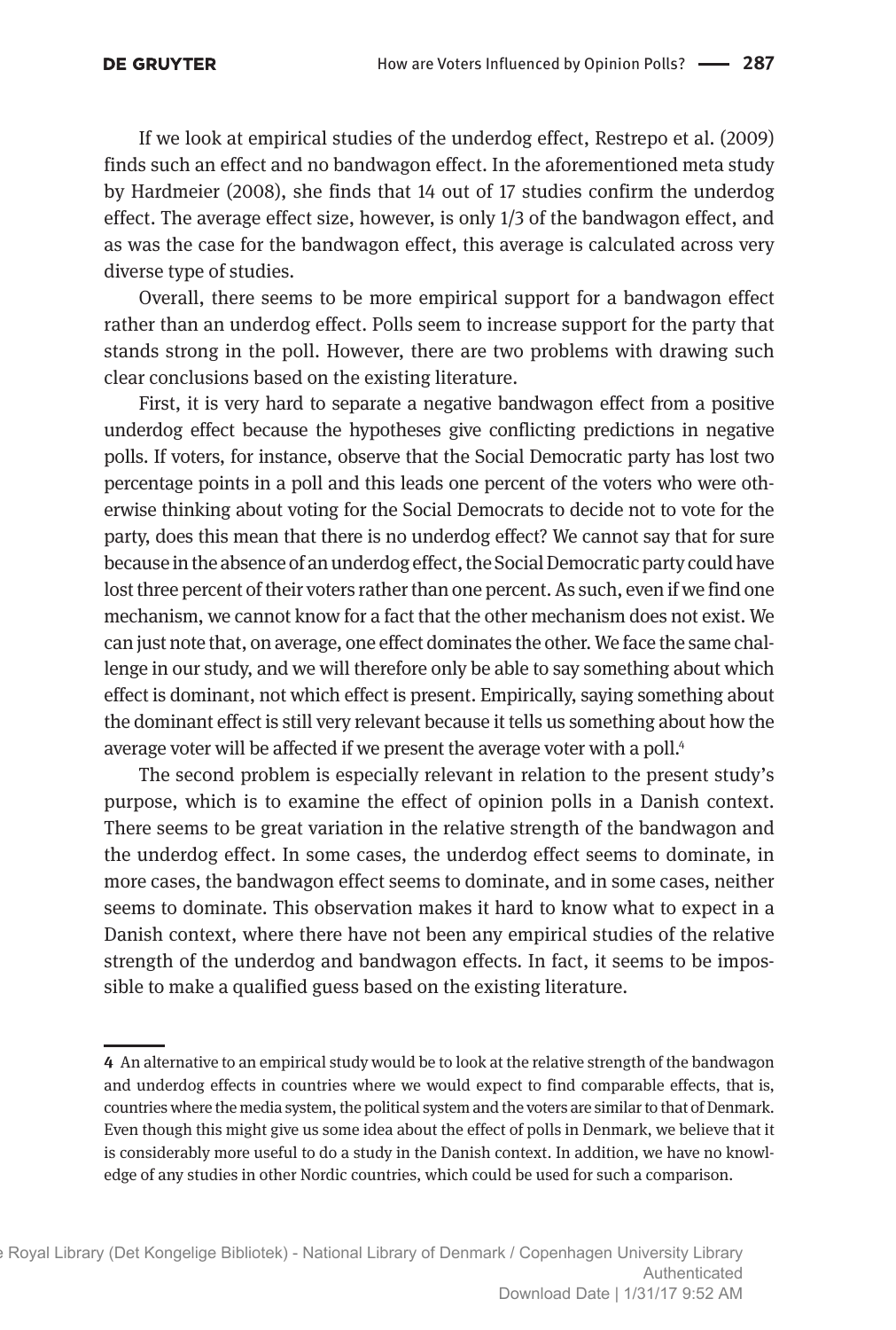If we look at empirical studies of the underdog effect, Restrepo et al. (2009) finds such an effect and no bandwagon effect. In the aforementioned meta study by Hardmeier (2008), she finds that 14 out of 17 studies confirm the underdog effect. The average effect size, however, is only 1/3 of the bandwagon effect, and as was the case for the bandwagon effect, this average is calculated across very diverse type of studies.

Overall, there seems to be more empirical support for a bandwagon effect rather than an underdog effect. Polls seem to increase support for the party that stands strong in the poll. However, there are two problems with drawing such clear conclusions based on the existing literature.

First, it is very hard to separate a negative bandwagon effect from a positive underdog effect because the hypotheses give conflicting predictions in negative polls. If voters, for instance, observe that the Social Democratic party has lost two percentage points in a poll and this leads one percent of the voters who were otherwise thinking about voting for the Social Democrats to decide not to vote for the party, does this mean that there is no underdog effect? We cannot say that for sure because in the absence of an underdog effect, the Social Democratic party could have lost three percent of their voters rather than one percent. As such, even if we find one mechanism, we cannot know for a fact that the other mechanism does not exist. We can just note that, on average, one effect dominates the other. We face the same challenge in our study, and we will therefore only be able to say something about which effect is dominant, not which effect is present. Empirically, saying something about the dominant effect is still very relevant because it tells us something about how the average voter will be affected if we present the average voter with a poll.[4]

The second problem is especially relevant in relation to the present study's purpose, which is to examine the effect of opinion polls in a Danish context. There seems to be great variation in the relative strength of the bandwagon and the underdog effect. In some cases, the underdog effect seems to dominate, in more cases, the bandwagon effect seems to dominate, and in some cases, neither seems to dominate. This observation makes it hard to know what to expect in a Danish context, where there have not been any empirical studies of the relative strength of the underdog and bandwagon effects. In fact, it seems to be impossible to make a qualified guess based on the existing literature.

---

**4** An alternative to an empirical study would be to look at the relative strength of the bandwagon and underdog effects in countries where we would expect to find comparable effects, that is, countries where the media system, the political system and the voters are similar to that of Denmark. Even though this might give us some idea about the effect of polls in Denmark, we believe that it is considerably more useful to do a study in the Danish context. In addition, we have no knowledge of any studies in other Nordic countries, which could be used for such a comparison.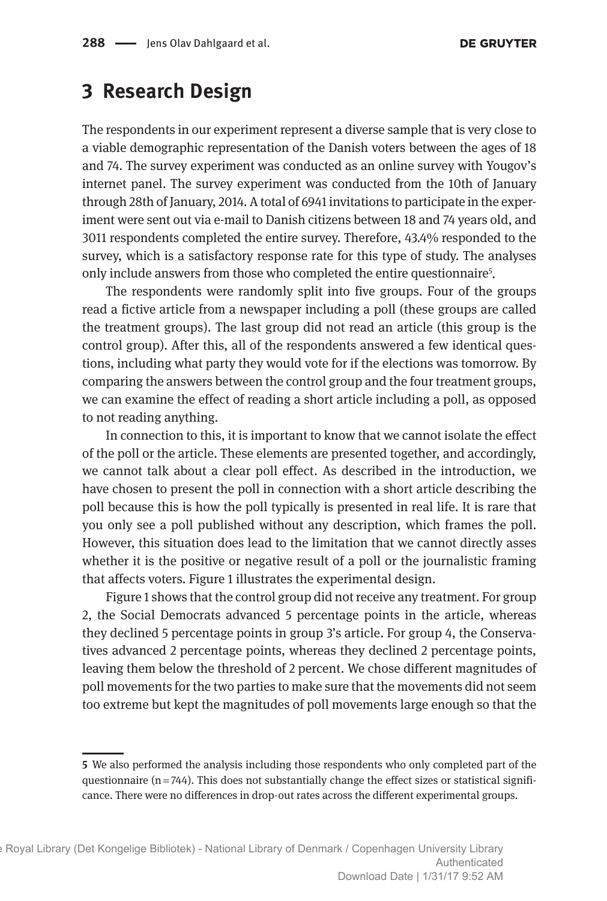## 3 Research Design

The respondents in our experiment represent a diverse sample that is very close to a viable demographic representation of the Danish voters between the ages of 18 and 74. The survey experiment was conducted as an online survey with Yougov's internet panel. The survey experiment was conducted from the 10th of January through 28th of January, 2014. A total of 6941 invitations to participate in the experiment were sent out via e-mail to Danish citizens between 18 and 74 years old, and 3011 respondents completed the entire survey. Therefore, 43.4% responded to the survey, which is a satisfactory response rate for this type of study. The analyses only include answers from those who completed the entire questionnaire[5].

The respondents were randomly split into five groups. Four of the groups read a fictive article from a newspaper including a poll (these groups are called the treatment groups). The last group did not read an article (this group is the control group). After this, all of the respondents answered a few identical questions, including what party they would vote for if the elections was tomorrow. By comparing the answers between the control group and the four treatment groups, we can examine the effect of reading a short article including a poll, as opposed to not reading anything.

In connection to this, it is important to know that we cannot isolate the effect of the poll or the article. These elements are presented together, and accordingly, we cannot talk about a clear poll effect. As described in the introduction, we have chosen to present the poll in connection with a short article describing the poll because this is how the poll typically is presented in real life. It is rare that you only see a poll published without any description, which frames the poll. However, this situation does lead to the limitation that we cannot directly asses whether it is the positive or negative result of a poll or the journalistic framing that affects voters. Figure 1 illustrates the experimental design.

Figure 1 shows that the control group did not receive any treatment. For group 2, the Social Democrats advanced 5 percentage points in the article, whereas they declined 5 percentage points in group 3's article. For group 4, the Conservatives advanced 2 percentage points, whereas they declined 2 percentage points, leaving them below the threshold of 2 percent. We chose different magnitudes of poll movements for the two parties to make sure that the movements did not seem too extreme but kept the magnitudes of poll movements large enough so that the

---

[5] We also performed the analysis including those respondents who only completed part of the questionnaire (n = 744). This does not substantially change the effect sizes or statistical significance. There were no differences in drop-out rates across the different experimental groups.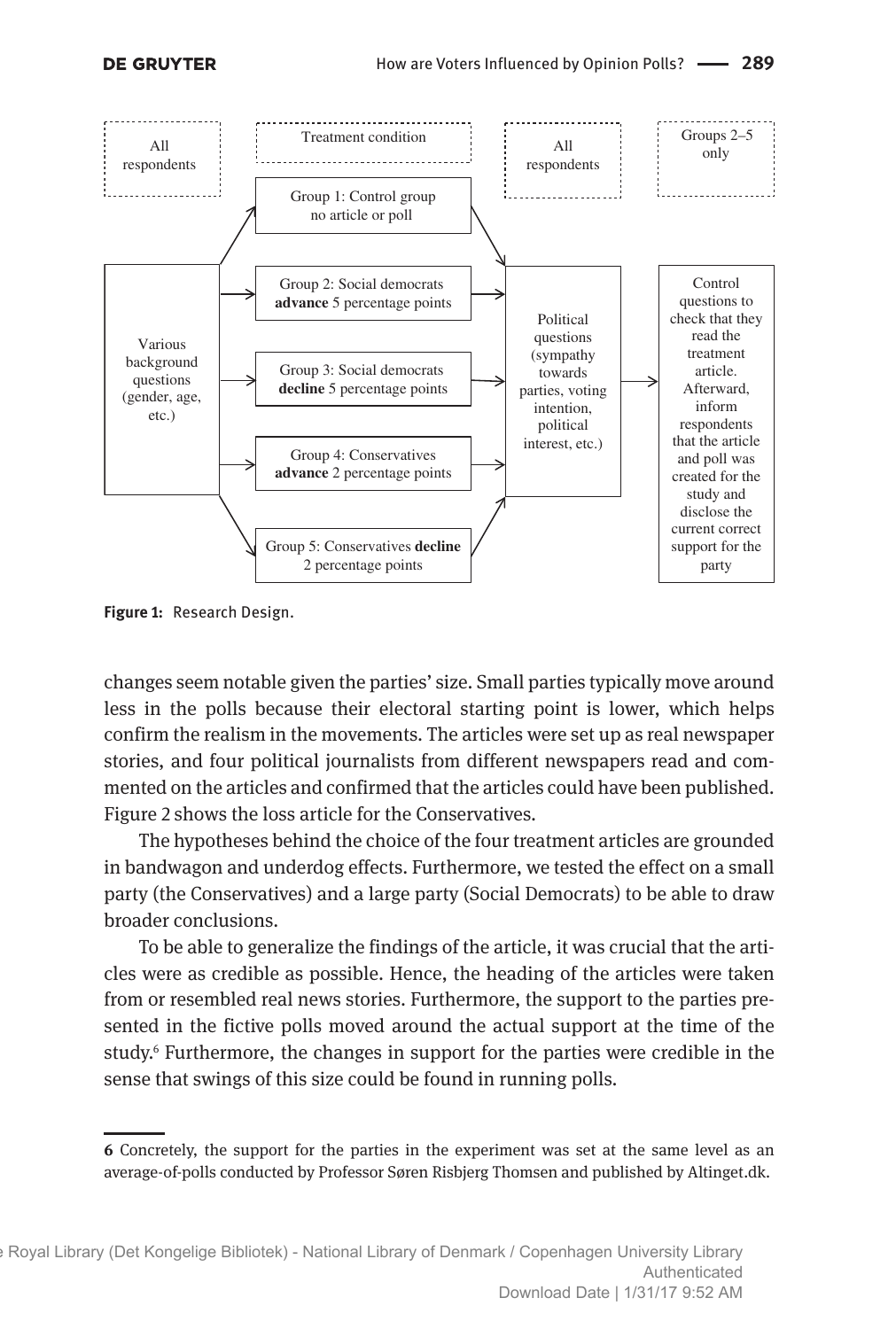All respondents

Treatment condition

All respondents

Groups 2–5 only

Various background questions (gender, age, etc.)

Group 1: Control group no article or poll

Group 2: Social democrats **advance** 5 percentage points

Group 3: Social democrats **decline** 5 percentage points

Group 4: Conservatives **advance** 2 percentage points

Group 5: Conservatives **decline** 2 percentage points

Political questions (sympathy towards parties, voting intention, political interest, etc.)

Control questions to check that they read the treatment article. Afterward, inform respondents that the article and poll was created for the study and disclose the current correct support for the party

**Figure 1:** Research Design.

changes seem notable given the parties' size. Small parties typically move around less in the polls because their electoral starting point is lower, which helps confirm the realism in the movements. The articles were set up as real newspaper stories, and four political journalists from different newspapers read and commented on the articles and confirmed that the articles could have been published. Figure 2 shows the loss article for the Conservatives.

The hypotheses behind the choice of the four treatment articles are grounded in bandwagon and underdog effects. Furthermore, we tested the effect on a small party (the Conservatives) and a large party (Social Democrats) to be able to draw broader conclusions.

To be able to generalize the findings of the article, it was crucial that the articles were as credible as possible. Hence, the heading of the articles were taken from or resembled real news stories. Furthermore, the support to the parties presented in the fictive polls moved around the actual support at the time of the study.[6] Furthermore, the changes in support for the parties were credible in the sense that swings of this size could be found in running polls.

**6** Concretely, the support for the parties in the experiment was set at the same level as an average-of-polls conducted by Professor Søren Risbjerg Thomsen and published by Altinget.dk.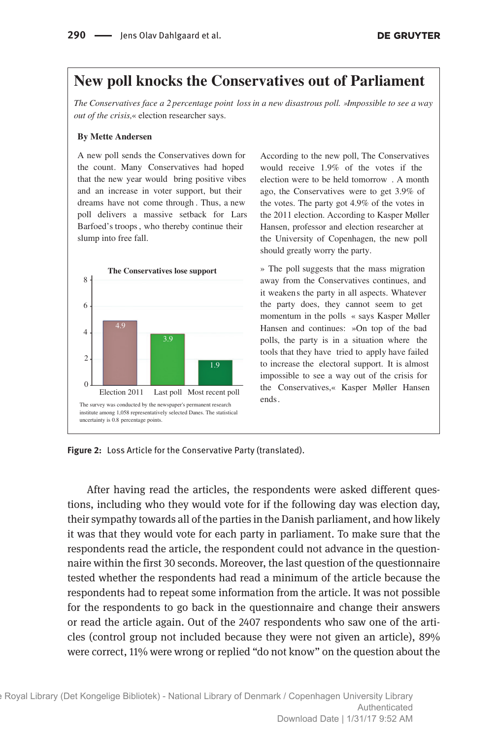## New poll knocks the Conservatives out of Parliament

*The Conservatives face a 2 percentage point loss in a new disastrous poll. »Impossible to see a way out of the crisis,«* election researcher says.

**By Mette Andersen**

A new poll sends the Conservatives down for the count. Many Conservatives had hoped that the new year would bring positive vibes and an increase in voter support, but their dreams have not come through. Thus, a new poll delivers a massive setback for Lars Barfoed's troops, who thereby continue their slump into free fall.

**The Conservatives lose support**

| | Election 2011 | Last poll | Most recent poll |
|---|---|---|---|
| | 4.9 | 3.9 | 1.9 |

The survey was conducted by the newspaper's permanent research institute among 1,058 representatively selected Danes. The statistical uncertainty is 0.8 percentage points.

According to the new poll, The Conservatives would receive 1.9% of the votes if the election were to be held tomorrow. A month ago, the Conservatives were to get 3.9% of the votes. The party got 4.9% of the votes in the 2011 election. According to Kasper Møller Hansen, professor and election researcher at the University of Copenhagen, the new poll should greatly worry the party.

» The poll suggests that the mass migration away from the Conservatives continues, and it weakens the party in all aspects. Whatever the party does, they cannot seem to get momentum in the polls « says Kasper Møller Hansen and continues: »On top of the bad polls, the party is in a situation where the tools that they have tried to apply have failed to increase the electoral support. It is almost impossible to see a way out of the crisis for the Conservatives,« Kasper Møller Hansen ends.

**Figure 2:** Loss Article for the Conservative Party (translated).

After having read the articles, the respondents were asked different questions, including who they would vote for if the following day was election day, their sympathy towards all of the parties in the Danish parliament, and how likely it was that they would vote for each party in parliament. To make sure that the respondents read the article, the respondent could not advance in the questionnaire within the first 30 seconds. Moreover, the last question of the questionnaire tested whether the respondents had read a minimum of the article because the respondents had to repeat some information from the article. It was not possible for the respondents to go back in the questionnaire and change their answers or read the article again. Out of the 2407 respondents who saw one of the articles (control group not included because they were not given an article), 89% were correct, 11% were wrong or replied "do not know" on the question about the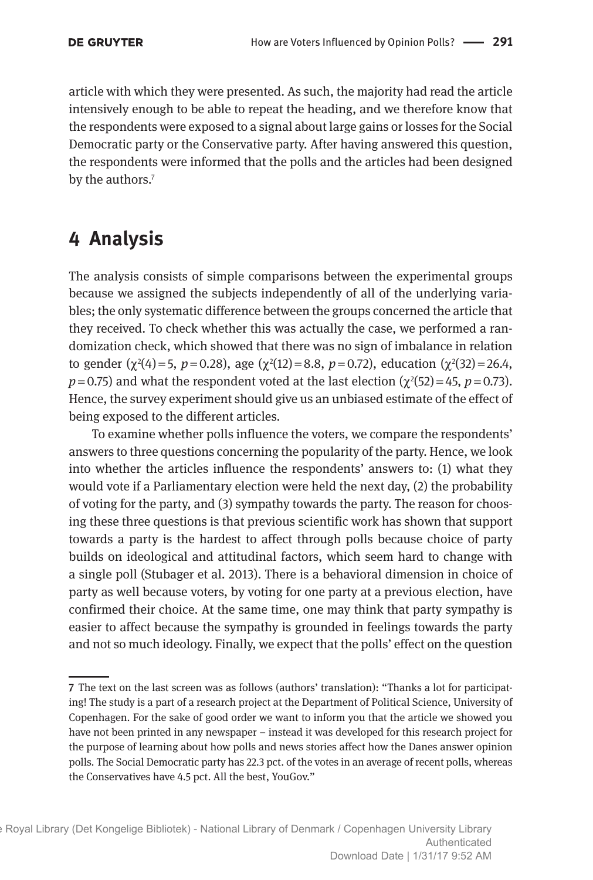article with which they were presented. As such, the majority had read the article intensively enough to be able to repeat the heading, and we therefore know that the respondents were exposed to a signal about large gains or losses for the Social Democratic party or the Conservative party. After having answered this question, the respondents were informed that the polls and the articles had been designed by the authors.[7]

## 4 Analysis

The analysis consists of simple comparisons between the experimental groups because we assigned the subjects independently of all of the underlying variables; the only systematic difference between the groups concerned the article that they received. To check whether this was actually the case, we performed a randomization check, which showed that there was no sign of imbalance in relation to gender ($\chi^2(4)=5$, $p=0.28$), age ($\chi^2(12)=8.8$, $p=0.72$), education ($\chi^2(32)=26.4$, $p=0.75$) and what the respondent voted at the last election ($\chi^2(52)=45$, $p=0.73$). Hence, the survey experiment should give us an unbiased estimate of the effect of being exposed to the different articles.

To examine whether polls influence the voters, we compare the respondents' answers to three questions concerning the popularity of the party. Hence, we look into whether the articles influence the respondents' answers to: (1) what they would vote if a Parliamentary election were held the next day, (2) the probability of voting for the party, and (3) sympathy towards the party. The reason for choosing these three questions is that previous scientific work has shown that support towards a party is the hardest to affect through polls because choice of party builds on ideological and attitudinal factors, which seem hard to change with a single poll (Stubager et al. 2013). There is a behavioral dimension in choice of party as well because voters, by voting for one party at a previous election, have confirmed their choice. At the same time, one may think that party sympathy is easier to affect because the sympathy is grounded in feelings towards the party and not so much ideology. Finally, we expect that the polls' effect on the question

---

7 The text on the last screen was as follows (authors' translation): "Thanks a lot for participating! The study is a part of a research project at the Department of Political Science, University of Copenhagen. For the sake of good order we want to inform you that the article we showed you have not been printed in any newspaper – instead it was developed for this research project for the purpose of learning about how polls and news stories affect how the Danes answer opinion polls. The Social Democratic party has 22.3 pct. of the votes in an average of recent polls, whereas the Conservatives have 4.5 pct. All the best, YouGov."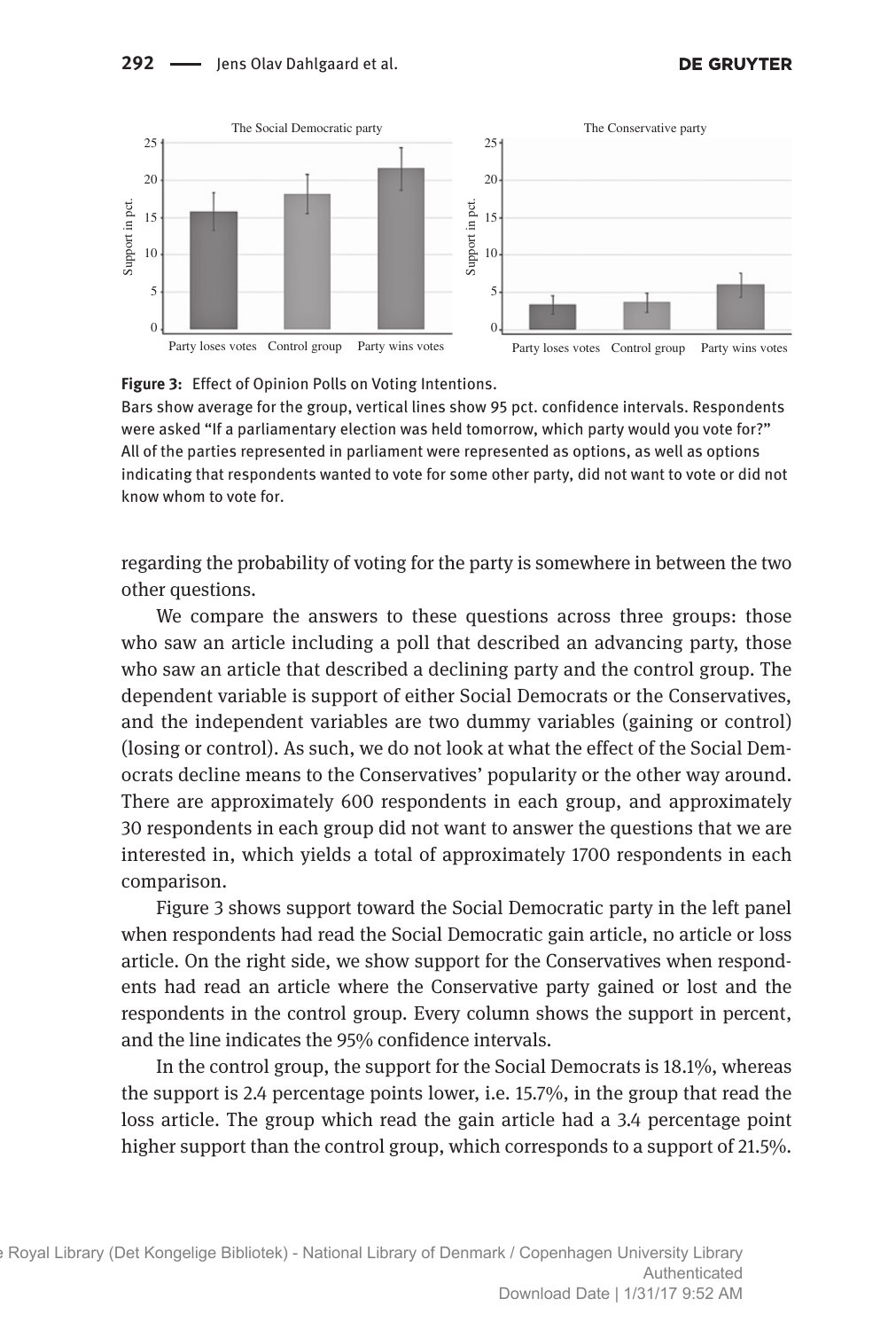**Figure 3:** Effect of Opinion Polls on Voting Intentions.
Bars show average for the group, vertical lines show 95 pct. confidence intervals. Respondents were asked "If a parliamentary election was held tomorrow, which party would you vote for?" All of the parties represented in parliament were represented as options, as well as options indicating that respondents wanted to vote for some other party, did not want to vote or did not know whom to vote for.

regarding the probability of voting for the party is somewhere in between the two other questions.

We compare the answers to these questions across three groups: those who saw an article including a poll that described an advancing party, those who saw an article that described a declining party and the control group. The dependent variable is support of either Social Democrats or the Conservatives, and the independent variables are two dummy variables (gaining or control) (losing or control). As such, we do not look at what the effect of the Social Democrats decline means to the Conservatives' popularity or the other way around. There are approximately 600 respondents in each group, and approximately 30 respondents in each group did not want to answer the questions that we are interested in, which yields a total of approximately 1700 respondents in each comparison.

Figure 3 shows support toward the Social Democratic party in the left panel when respondents had read the Social Democratic gain article, no article or loss article. On the right side, we show support for the Conservatives when respondents had read an article where the Conservative party gained or lost and the respondents in the control group. Every column shows the support in percent, and the line indicates the 95% confidence intervals.

In the control group, the support for the Social Democrats is 18.1%, whereas the support is 2.4 percentage points lower, i.e. 15.7%, in the group that read the loss article. The group which read the gain article had a 3.4 percentage point higher support than the control group, which corresponds to a support of 21.5%.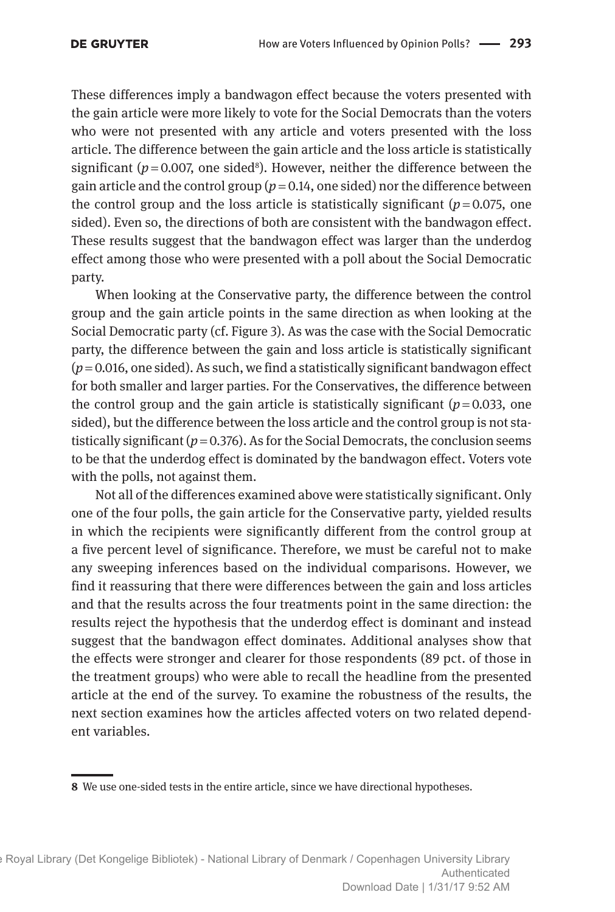These differences imply a bandwagon effect because the voters presented with the gain article were more likely to vote for the Social Democrats than the voters who were not presented with any article and voters presented with the loss article. The difference between the gain article and the loss article is statistically significant ($p = 0.007$, one sided[8]). However, neither the difference between the gain article and the control group ($p = 0.14$, one sided) nor the difference between the control group and the loss article is statistically significant ($p = 0.075$, one sided). Even so, the directions of both are consistent with the bandwagon effect. These results suggest that the bandwagon effect was larger than the underdog effect among those who were presented with a poll about the Social Democratic party.

When looking at the Conservative party, the difference between the control group and the gain article points in the same direction as when looking at the Social Democratic party (cf. Figure 3). As was the case with the Social Democratic party, the difference between the gain and loss article is statistically significant ($p = 0.016$, one sided). As such, we find a statistically significant bandwagon effect for both smaller and larger parties. For the Conservatives, the difference between the control group and the gain article is statistically significant ($p = 0.033$, one sided), but the difference between the loss article and the control group is not statistically significant ($p = 0.376$). As for the Social Democrats, the conclusion seems to be that the underdog effect is dominated by the bandwagon effect. Voters vote with the polls, not against them.

Not all of the differences examined above were statistically significant. Only one of the four polls, the gain article for the Conservative party, yielded results in which the recipients were significantly different from the control group at a five percent level of significance. Therefore, we must be careful not to make any sweeping inferences based on the individual comparisons. However, we find it reassuring that there were differences between the gain and loss articles and that the results across the four treatments point in the same direction: the results reject the hypothesis that the underdog effect is dominant and instead suggest that the bandwagon effect dominates. Additional analyses show that the effects were stronger and clearer for those respondents (89 pct. of those in the treatment groups) who were able to recall the headline from the presented article at the end of the survey. To examine the robustness of the results, the next section examines how the articles affected voters on two related dependent variables.

---

**8** We use one-sided tests in the entire article, since we have directional hypotheses.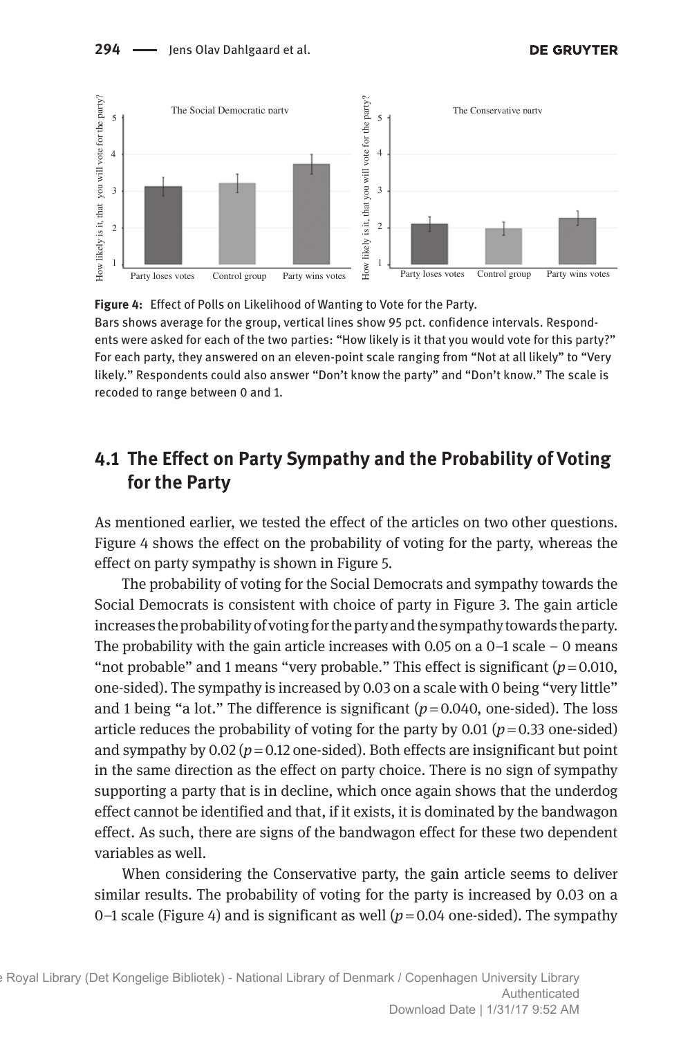**Figure 4:** Effect of Polls on Likelihood of Wanting to Vote for the Party.
Bars shows average for the group, vertical lines show 95 pct. confidence intervals. Respondents were asked for each of the two parties: "How likely is it that you would vote for this party?" For each party, they answered on an eleven-point scale ranging from "Not at all likely" to "Very likely." Respondents could also answer "Don't know the party" and "Don't know." The scale is recoded to range between 0 and 1.

## 4.1 The Effect on Party Sympathy and the Probability of Voting for the Party

As mentioned earlier, we tested the effect of the articles on two other questions. Figure 4 shows the effect on the probability of voting for the party, whereas the effect on party sympathy is shown in Figure 5.

The probability of voting for the Social Democrats and sympathy towards the Social Democrats is consistent with choice of party in Figure 3. The gain article increases the probability of voting for the party and the sympathy towards the party. The probability with the gain article increases with 0.05 on a 0–1 scale – 0 means "not probable" and 1 means "very probable." This effect is significant ($p = 0.010$, one-sided). The sympathy is increased by 0.03 on a scale with 0 being "very little" and 1 being "a lot." The difference is significant ($p = 0.040$, one-sided). The loss article reduces the probability of voting for the party by 0.01 ($p = 0.33$ one-sided) and sympathy by 0.02 ($p = 0.12$ one-sided). Both effects are insignificant but point in the same direction as the effect on party choice. There is no sign of sympathy supporting a party that is in decline, which once again shows that the underdog effect cannot be identified and that, if it exists, it is dominated by the bandwagon effect. As such, there are signs of the bandwagon effect for these two dependent variables as well.

When considering the Conservative party, the gain article seems to deliver similar results. The probability of voting for the party is increased by 0.03 on a 0–1 scale (Figure 4) and is significant as well ($p = 0.04$ one-sided). The sympathy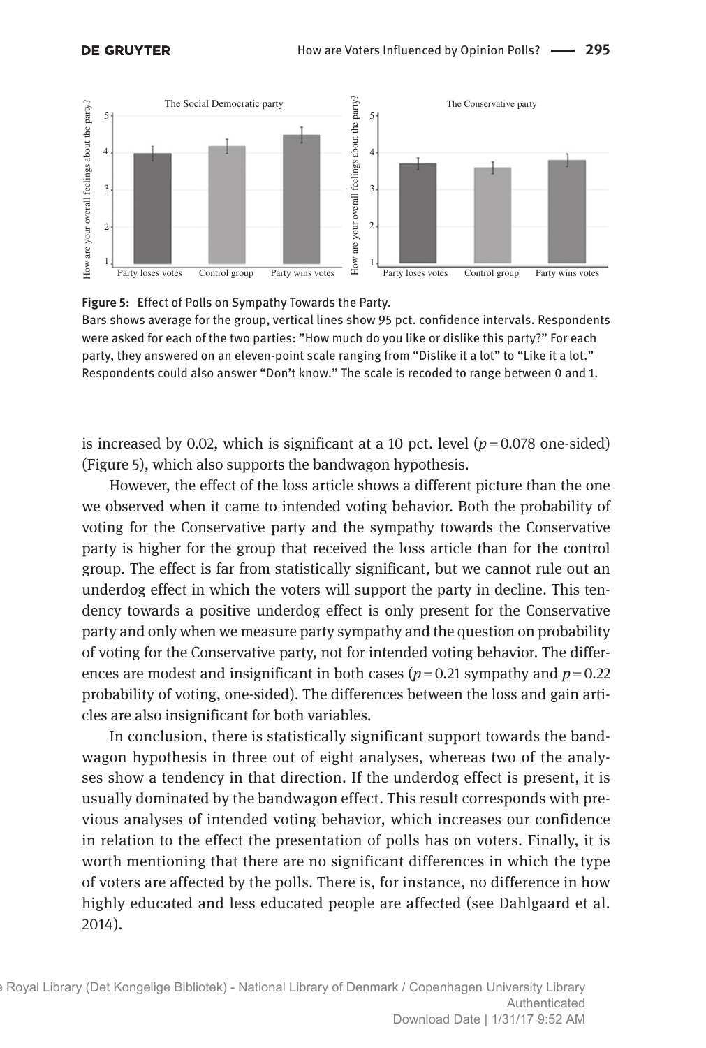**Figure 5:** Effect of Polls on Sympathy Towards the Party.
Bars shows average for the group, vertical lines show 95 pct. confidence intervals. Respondents were asked for each of the two parties: "How much do you like or dislike this party?" For each party, they answered on an eleven-point scale ranging from "Dislike it a lot" to "Like it a lot." Respondents could also answer "Don't know." The scale is recoded to range between 0 and 1.

is increased by 0.02, which is significant at a 10 pct. level ($p = 0.078$ one-sided) (Figure 5), which also supports the bandwagon hypothesis.

However, the effect of the loss article shows a different picture than the one we observed when it came to intended voting behavior. Both the probability of voting for the Conservative party and the sympathy towards the Conservative party is higher for the group that received the loss article than for the control group. The effect is far from statistically significant, but we cannot rule out an underdog effect in which the voters will support the party in decline. This tendency towards a positive underdog effect is only present for the Conservative party and only when we measure party sympathy and the question on probability of voting for the Conservative party, not for intended voting behavior. The differences are modest and insignificant in both cases ($p = 0.21$ sympathy and $p = 0.22$ probability of voting, one-sided). The differences between the loss and gain articles are also insignificant for both variables.

In conclusion, there is statistically significant support towards the bandwagon hypothesis in three out of eight analyses, whereas two of the analyses show a tendency in that direction. If the underdog effect is present, it is usually dominated by the bandwagon effect. This result corresponds with previous analyses of intended voting behavior, which increases our confidence in relation to the effect the presentation of polls has on voters. Finally, it is worth mentioning that there are no significant differences in which the type of voters are affected by the polls. There is, for instance, no difference in how highly educated and less educated people are affected (see Dahlgaard et al. 2014).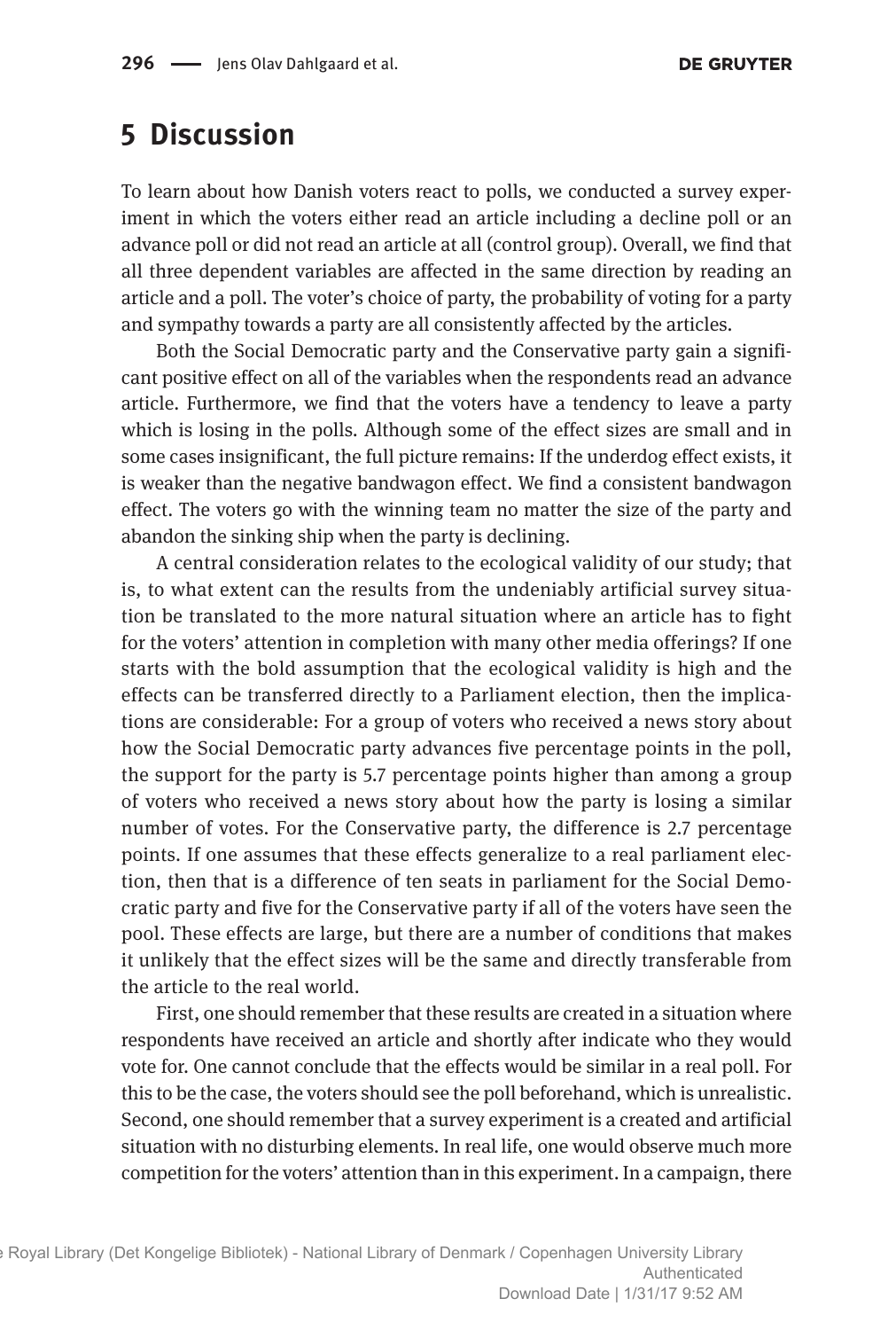## 5 Discussion

To learn about how Danish voters react to polls, we conducted a survey experiment in which the voters either read an article including a decline poll or an advance poll or did not read an article at all (control group). Overall, we find that all three dependent variables are affected in the same direction by reading an article and a poll. The voter's choice of party, the probability of voting for a party and sympathy towards a party are all consistently affected by the articles.

Both the Social Democratic party and the Conservative party gain a significant positive effect on all of the variables when the respondents read an advance article. Furthermore, we find that the voters have a tendency to leave a party which is losing in the polls. Although some of the effect sizes are small and in some cases insignificant, the full picture remains: If the underdog effect exists, it is weaker than the negative bandwagon effect. We find a consistent bandwagon effect. The voters go with the winning team no matter the size of the party and abandon the sinking ship when the party is declining.

A central consideration relates to the ecological validity of our study; that is, to what extent can the results from the undeniably artificial survey situation be translated to the more natural situation where an article has to fight for the voters' attention in completion with many other media offerings? If one starts with the bold assumption that the ecological validity is high and the effects can be transferred directly to a Parliament election, then the implications are considerable: For a group of voters who received a news story about how the Social Democratic party advances five percentage points in the poll, the support for the party is 5.7 percentage points higher than among a group of voters who received a news story about how the party is losing a similar number of votes. For the Conservative party, the difference is 2.7 percentage points. If one assumes that these effects generalize to a real parliament election, then that is a difference of ten seats in parliament for the Social Democratic party and five for the Conservative party if all of the voters have seen the pool. These effects are large, but there are a number of conditions that makes it unlikely that the effect sizes will be the same and directly transferable from the article to the real world.

First, one should remember that these results are created in a situation where respondents have received an article and shortly after indicate who they would vote for. One cannot conclude that the effects would be similar in a real poll. For this to be the case, the voters should see the poll beforehand, which is unrealistic. Second, one should remember that a survey experiment is a created and artificial situation with no disturbing elements. In real life, one would observe much more competition for the voters' attention than in this experiment. In a campaign, there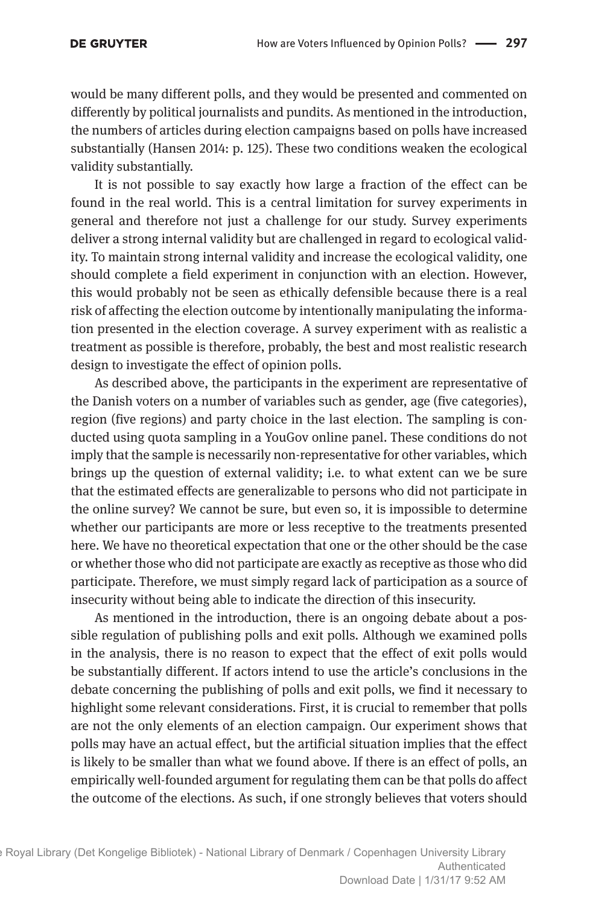would be many different polls, and they would be presented and commented on differently by political journalists and pundits. As mentioned in the introduction, the numbers of articles during election campaigns based on polls have increased substantially (Hansen 2014: p. 125). These two conditions weaken the ecological validity substantially.

It is not possible to say exactly how large a fraction of the effect can be found in the real world. This is a central limitation for survey experiments in general and therefore not just a challenge for our study. Survey experiments deliver a strong internal validity but are challenged in regard to ecological validity. To maintain strong internal validity and increase the ecological validity, one should complete a field experiment in conjunction with an election. However, this would probably not be seen as ethically defensible because there is a real risk of affecting the election outcome by intentionally manipulating the information presented in the election coverage. A survey experiment with as realistic a treatment as possible is therefore, probably, the best and most realistic research design to investigate the effect of opinion polls.

As described above, the participants in the experiment are representative of the Danish voters on a number of variables such as gender, age (five categories), region (five regions) and party choice in the last election. The sampling is conducted using quota sampling in a YouGov online panel. These conditions do not imply that the sample is necessarily non-representative for other variables, which brings up the question of external validity; i.e. to what extent can we be sure that the estimated effects are generalizable to persons who did not participate in the online survey? We cannot be sure, but even so, it is impossible to determine whether our participants are more or less receptive to the treatments presented here. We have no theoretical expectation that one or the other should be the case or whether those who did not participate are exactly as receptive as those who did participate. Therefore, we must simply regard lack of participation as a source of insecurity without being able to indicate the direction of this insecurity.

As mentioned in the introduction, there is an ongoing debate about a possible regulation of publishing polls and exit polls. Although we examined polls in the analysis, there is no reason to expect that the effect of exit polls would be substantially different. If actors intend to use the article's conclusions in the debate concerning the publishing of polls and exit polls, we find it necessary to highlight some relevant considerations. First, it is crucial to remember that polls are not the only elements of an election campaign. Our experiment shows that polls may have an actual effect, but the artificial situation implies that the effect is likely to be smaller than what we found above. If there is an effect of polls, an empirically well-founded argument for regulating them can be that polls do affect the outcome of the elections. As such, if one strongly believes that voters should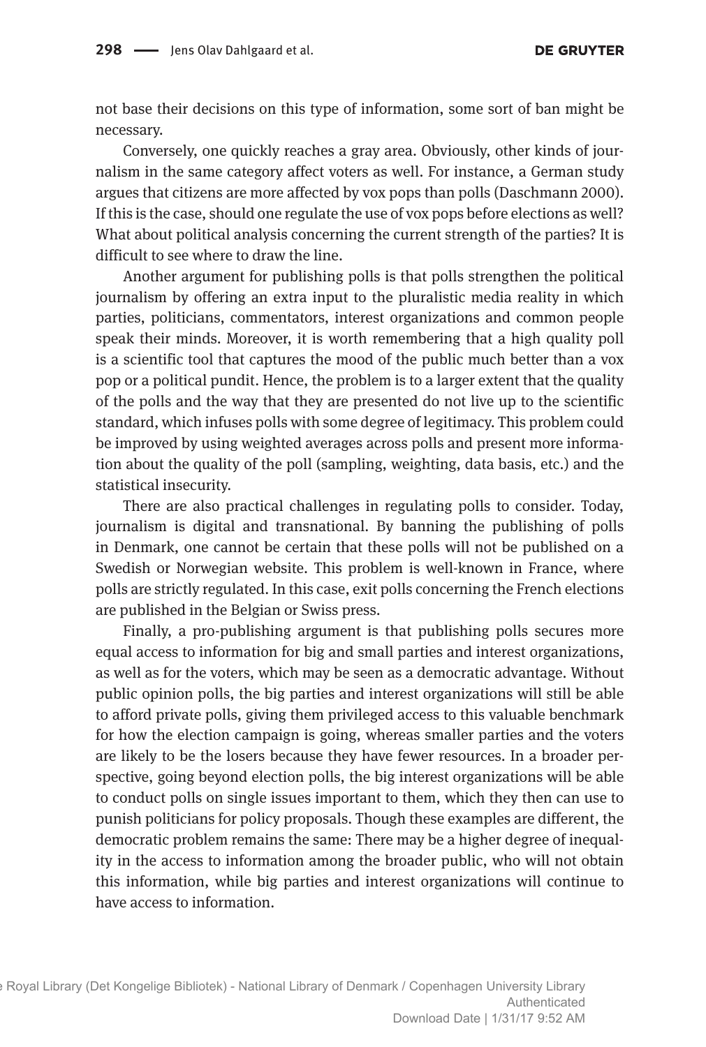not base their decisions on this type of information, some sort of ban might be necessary.

Conversely, one quickly reaches a gray area. Obviously, other kinds of journalism in the same category affect voters as well. For instance, a German study argues that citizens are more affected by vox pops than polls (Daschmann 2000). If this is the case, should one regulate the use of vox pops before elections as well? What about political analysis concerning the current strength of the parties? It is difficult to see where to draw the line.

Another argument for publishing polls is that polls strengthen the political journalism by offering an extra input to the pluralistic media reality in which parties, politicians, commentators, interest organizations and common people speak their minds. Moreover, it is worth remembering that a high quality poll is a scientific tool that captures the mood of the public much better than a vox pop or a political pundit. Hence, the problem is to a larger extent that the quality of the polls and the way that they are presented do not live up to the scientific standard, which infuses polls with some degree of legitimacy. This problem could be improved by using weighted averages across polls and present more information about the quality of the poll (sampling, weighting, data basis, etc.) and the statistical insecurity.

There are also practical challenges in regulating polls to consider. Today, journalism is digital and transnational. By banning the publishing of polls in Denmark, one cannot be certain that these polls will not be published on a Swedish or Norwegian website. This problem is well-known in France, where polls are strictly regulated. In this case, exit polls concerning the French elections are published in the Belgian or Swiss press.

Finally, a pro-publishing argument is that publishing polls secures more equal access to information for big and small parties and interest organizations, as well as for the voters, which may be seen as a democratic advantage. Without public opinion polls, the big parties and interest organizations will still be able to afford private polls, giving them privileged access to this valuable benchmark for how the election campaign is going, whereas smaller parties and the voters are likely to be the losers because they have fewer resources. In a broader perspective, going beyond election polls, the big interest organizations will be able to conduct polls on single issues important to them, which they then can use to punish politicians for policy proposals. Though these examples are different, the democratic problem remains the same: There may be a higher degree of inequality in the access to information among the broader public, who will not obtain this information, while big parties and interest organizations will continue to have access to information.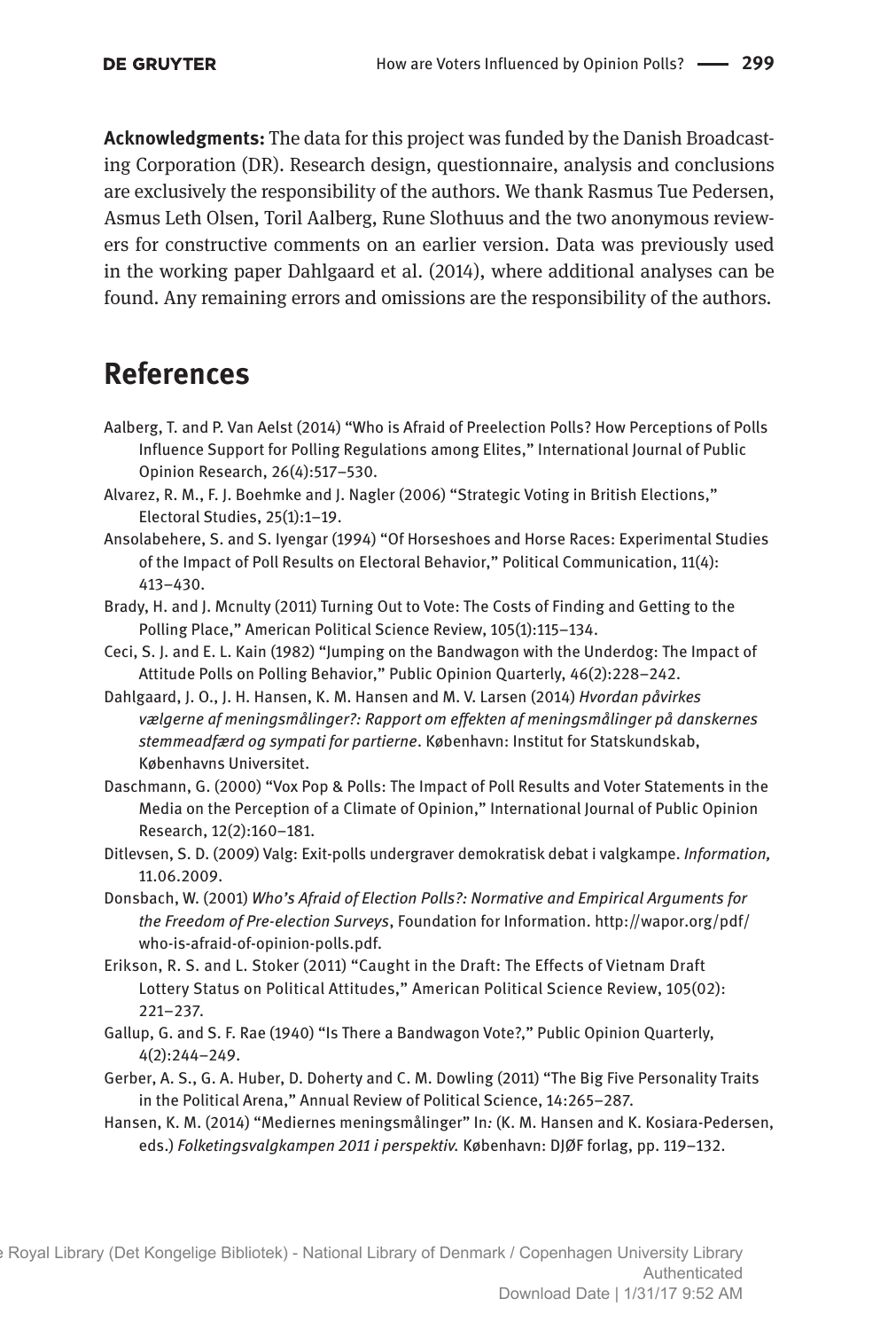**Acknowledgments:** The data for this project was funded by the Danish Broadcasting Corporation (DR). Research design, questionnaire, analysis and conclusions are exclusively the responsibility of the authors. We thank Rasmus Tue Pedersen, Asmus Leth Olsen, Toril Aalberg, Rune Slothuus and the two anonymous reviewers for constructive comments on an earlier version. Data was previously used in the working paper Dahlgaard et al. (2014), where additional analyses can be found. Any remaining errors and omissions are the responsibility of the authors.

# References

Aalberg, T. and P. Van Aelst (2014) "Who is Afraid of Preelection Polls? How Perceptions of Polls Influence Support for Polling Regulations among Elites," International Journal of Public Opinion Research, 26(4):517–530.

Alvarez, R. M., F. J. Boehmke and J. Nagler (2006) "Strategic Voting in British Elections," Electoral Studies, 25(1):1–19.

Ansolabehere, S. and S. Iyengar (1994) "Of Horseshoes and Horse Races: Experimental Studies of the Impact of Poll Results on Electoral Behavior," Political Communication, 11(4): 413–430.

Brady, H. and J. Mcnulty (2011) Turning Out to Vote: The Costs of Finding and Getting to the Polling Place," American Political Science Review, 105(1):115–134.

Ceci, S. J. and E. L. Kain (1982) "Jumping on the Bandwagon with the Underdog: The Impact of Attitude Polls on Polling Behavior," Public Opinion Quarterly, 46(2):228–242.

Dahlgaard, J. O., J. H. Hansen, K. M. Hansen and M. V. Larsen (2014) *Hvordan påvirkes vælgerne af meningsmålinger?: Rapport om effekten af meningsmålinger på danskernes stemmeadfærd og sympati for partierne*. København: Institut for Statskundskab, Københavns Universitet.

Daschmann, G. (2000) "Vox Pop & Polls: The Impact of Poll Results and Voter Statements in the Media on the Perception of a Climate of Opinion," International Journal of Public Opinion Research, 12(2):160–181.

Ditlevsen, S. D. (2009) Valg: Exit-polls undergraver demokratisk debat i valgkampe. *Information,* 11.06.2009.

Donsbach, W. (2001) *Who's Afraid of Election Polls?: Normative and Empirical Arguments for the Freedom of Pre-election Surveys*, Foundation for Information. http://wapor.org/pdf/who-is-afraid-of-opinion-polls.pdf.

Erikson, R. S. and L. Stoker (2011) "Caught in the Draft: The Effects of Vietnam Draft Lottery Status on Political Attitudes," American Political Science Review, 105(02): 221–237.

Gallup, G. and S. F. Rae (1940) "Is There a Bandwagon Vote?," Public Opinion Quarterly, 4(2):244–249.

Gerber, A. S., G. A. Huber, D. Doherty and C. M. Dowling (2011) "The Big Five Personality Traits in the Political Arena," Annual Review of Political Science, 14:265–287.

Hansen, K. M. (2014) "Mediernes meningsmålinger" In*:* (K. M. Hansen and K. Kosiara-Pedersen, eds.) *Folketingsvalgkampen 2011 i perspektiv.* København: DJØF forlag, pp. 119–132.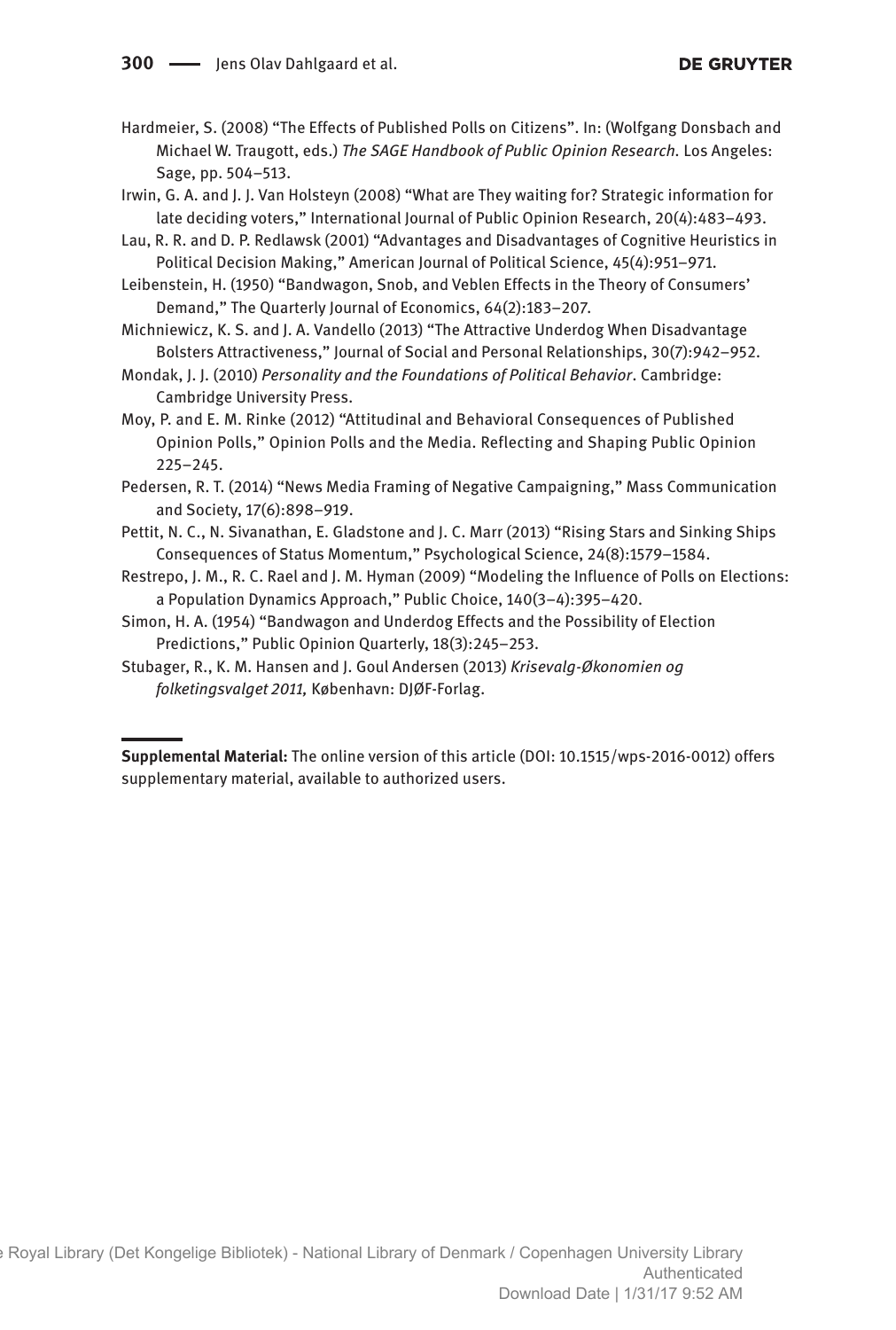Hardmeier, S. (2008) "The Effects of Published Polls on Citizens". In: (Wolfgang Donsbach and Michael W. Traugott, eds.) *The SAGE Handbook of Public Opinion Research*. Los Angeles: Sage, pp. 504–513.

Irwin, G. A. and J. J. Van Holsteyn (2008) "What are They waiting for? Strategic information for late deciding voters," International Journal of Public Opinion Research, 20(4):483–493.

Lau, R. R. and D. P. Redlawsk (2001) "Advantages and Disadvantages of Cognitive Heuristics in Political Decision Making," American Journal of Political Science, 45(4):951–971.

Leibenstein, H. (1950) "Bandwagon, Snob, and Veblen Effects in the Theory of Consumers' Demand," The Quarterly Journal of Economics, 64(2):183–207.

Michniewicz, K. S. and J. A. Vandello (2013) "The Attractive Underdog When Disadvantage Bolsters Attractiveness," Journal of Social and Personal Relationships, 30(7):942–952.

Mondak, J. J. (2010) *Personality and the Foundations of Political Behavior*. Cambridge: Cambridge University Press.

Moy, P. and E. M. Rinke (2012) "Attitudinal and Behavioral Consequences of Published Opinion Polls," Opinion Polls and the Media. Reflecting and Shaping Public Opinion 225–245.

Pedersen, R. T. (2014) "News Media Framing of Negative Campaigning," Mass Communication and Society, 17(6):898–919.

Pettit, N. C., N. Sivanathan, E. Gladstone and J. C. Marr (2013) "Rising Stars and Sinking Ships Consequences of Status Momentum," Psychological Science, 24(8):1579–1584.

Restrepo, J. M., R. C. Rael and J. M. Hyman (2009) "Modeling the Influence of Polls on Elections: a Population Dynamics Approach," Public Choice, 140(3–4):395–420.

Simon, H. A. (1954) "Bandwagon and Underdog Effects and the Possibility of Election Predictions," Public Opinion Quarterly, 18(3):245–253.

Stubager, R., K. M. Hansen and J. Goul Andersen (2013) *Krisevalg-Økonomien og folketingsvalget 2011,* København: DJØF-Forlag.

---

**Supplemental Material:** The online version of this article (DOI: 10.1515/wps-2016-0012) offers supplementary material, available to authorized users.